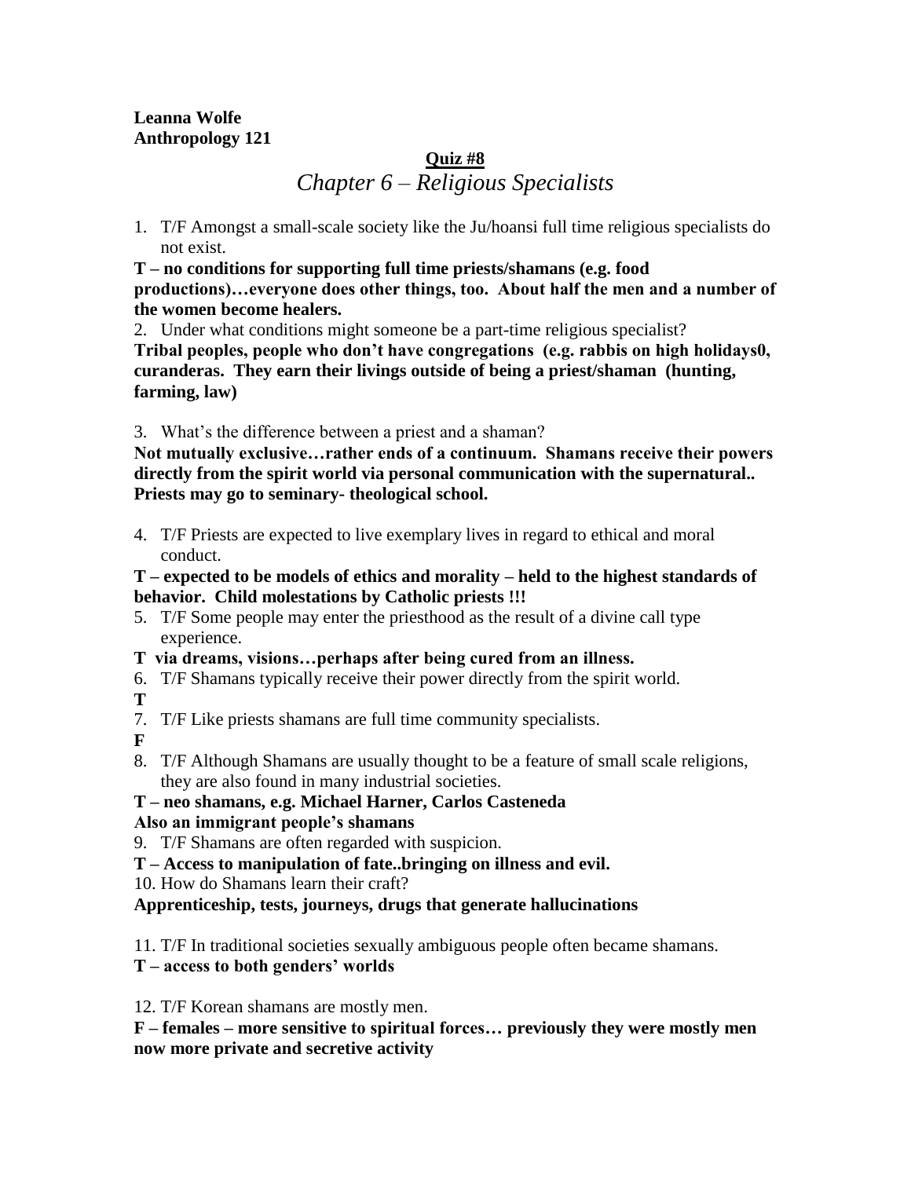**Leanna Wolfe**
**Anthropology 121**

**Quiz #8**

# *Chapter 6 – Religious Specialists*

1. T/F Amongst a small-scale society like the Ju/hoansi full time religious specialists do not exist.

**T – no conditions for supporting full time priests/shamans (e.g. food productions)…everyone does other things, too. About half the men and a number of the women become healers.**

2. Under what conditions might someone be a part-time religious specialist?

**Tribal peoples, people who don't have congregations (e.g. rabbis on high holidays0, curanderas. They earn their livings outside of being a priest/shaman (hunting, farming, law)**

3. What's the difference between a priest and a shaman?

**Not mutually exclusive…rather ends of a continuum. Shamans receive their powers directly from the spirit world via personal communication with the supernatural.. Priests may go to seminary- theological school.**

4. T/F Priests are expected to live exemplary lives in regard to ethical and moral conduct.

**T – expected to be models of ethics and morality – held to the highest standards of behavior. Child molestations by Catholic priests !!!**

5. T/F Some people may enter the priesthood as the result of a divine call type experience.

**T via dreams, visions…perhaps after being cured from an illness.**

6. T/F Shamans typically receive their power directly from the spirit world.

**T**

7. T/F Like priests shamans are full time community specialists.

**F**

8. T/F Although Shamans are usually thought to be a feature of small scale religions, they are also found in many industrial societies.

**T – neo shamans, e.g. Michael Harner, Carlos Casteneda**
**Also an immigrant people's shamans**

9. T/F Shamans are often regarded with suspicion.

**T – Access to manipulation of fate..bringing on illness and evil.**

10. How do Shamans learn their craft?

**Apprenticeship, tests, journeys, drugs that generate hallucinations**

11. T/F In traditional societies sexually ambiguous people often became shamans.

**T – access to both genders' worlds**

12. T/F Korean shamans are mostly men.

**F – females – more sensitive to spiritual forces… previously they were mostly men now more private and secretive activity**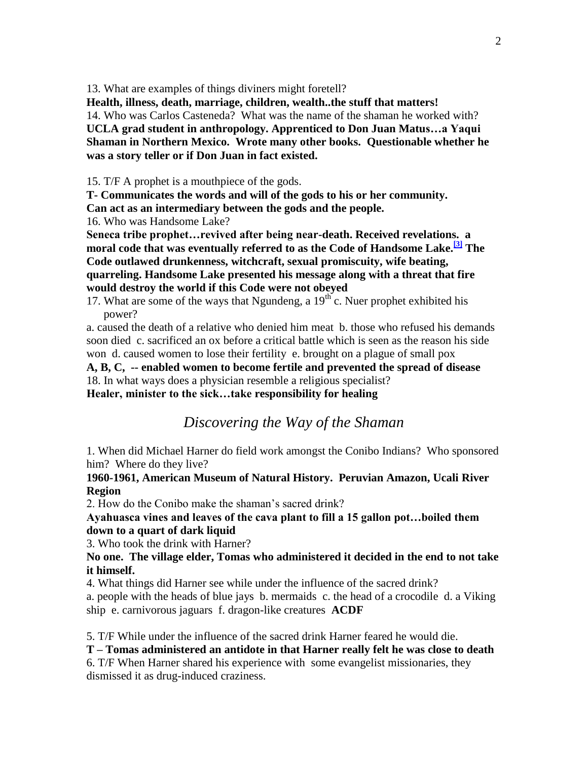13. What are examples of things diviners might foretell?

**Health, illness, death, marriage, children, wealth..the stuff that matters!**

14. Who was Carlos Casteneda? What was the name of the shaman he worked with?

**UCLA grad student in anthropology. Apprenticed to Don Juan Matus…a Yaqui Shaman in Northern Mexico. Wrote many other books. Questionable whether he was a story teller or if Don Juan in fact existed.**

15. T/F A prophet is a mouthpiece of the gods.

**T- Communicates the words and will of the gods to his or her community. Can act as an intermediary between the gods and the people.**

16. Who was Handsome Lake?

**Seneca tribe prophet…revived after being near-death. Received revelations. a moral code that was eventually referred to as the Code of Handsome Lake.[3] The Code outlawed drunkenness, witchcraft, sexual promiscuity, wife beating, quarreling. Handsome Lake presented his message along with a threat that fire would destroy the world if this Code were not obeyed**

17. What are some of the ways that Ngundeng, a 19th c. Nuer prophet exhibited his power?

a. caused the death of a relative who denied him meat b. those who refused his demands soon died c. sacrificed an ox before a critical battle which is seen as the reason his side won d. caused women to lose their fertility e. brought on a plague of small pox

**A, B, C, -- enabled women to become fertile and prevented the spread of disease**

18. In what ways does a physician resemble a religious specialist?

**Healer, minister to the sick…take responsibility for healing**

## *Discovering the Way of the Shaman*

1. When did Michael Harner do field work amongst the Conibo Indians? Who sponsored him? Where do they live?

**1960-1961, American Museum of Natural History. Peruvian Amazon, Ucali River Region**

2. How do the Conibo make the shaman's sacred drink?

**Ayahuasca vines and leaves of the cava plant to fill a 15 gallon pot…boiled them down to a quart of dark liquid**

3. Who took the drink with Harner?

**No one. The village elder, Tomas who administered it decided in the end to not take it himself.**

4. What things did Harner see while under the influence of the sacred drink?

a. people with the heads of blue jays b. mermaids c. the head of a crocodile d. a Viking ship e. carnivorous jaguars f. dragon-like creatures **ACDF**

5. T/F While under the influence of the sacred drink Harner feared he would die.

**T – Tomas administered an antidote in that Harner really felt he was close to death**

6. T/F When Harner shared his experience with some evangelist missionaries, they dismissed it as drug-induced craziness.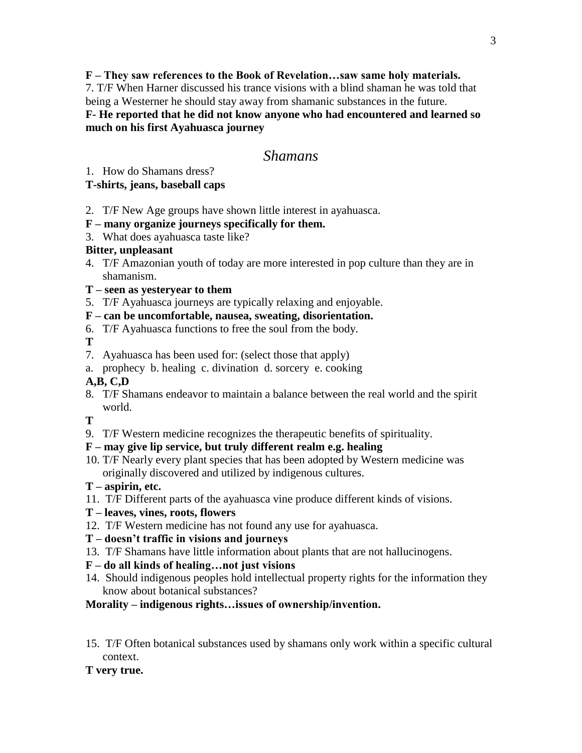**F – They saw references to the Book of Revelation…saw same holy materials.**

7. T/F When Harner discussed his trance visions with a blind shaman he was told that being a Westerner he should stay away from shamanic substances in the future.

**F- He reported that he did not know anyone who had encountered and learned so much on his first Ayahuasca journey**

## *Shamans*

1. How do Shamans dress?

**T-shirts, jeans, baseball caps**

2. T/F New Age groups have shown little interest in ayahuasca.

**F – many organize journeys specifically for them.**

3. What does ayahuasca taste like?

**Bitter, unpleasant**

4. T/F Amazonian youth of today are more interested in pop culture than they are in shamanism.

**T – seen as yesteryear to them**

5. T/F Ayahuasca journeys are typically relaxing and enjoyable.

**F – can be uncomfortable, nausea, sweating, disorientation.**

6. T/F Ayahuasca functions to free the soul from the body.

**T**

7. Ayahuasca has been used for: (select those that apply)

a. prophecy b. healing c. divination d. sorcery e. cooking

**A,B, C,D**

8. T/F Shamans endeavor to maintain a balance between the real world and the spirit world.

**T**

9. T/F Western medicine recognizes the therapeutic benefits of spirituality.

**F – may give lip service, but truly different realm e.g. healing**

10. T/F Nearly every plant species that has been adopted by Western medicine was originally discovered and utilized by indigenous cultures.

**T – aspirin, etc.**

11. T/F Different parts of the ayahuasca vine produce different kinds of visions.

**T – leaves, vines, roots, flowers**

12. T/F Western medicine has not found any use for ayahuasca.

**T – doesn't traffic in visions and journeys**

13. T/F Shamans have little information about plants that are not hallucinogens.

**F – do all kinds of healing…not just visions**

14. Should indigenous peoples hold intellectual property rights for the information they know about botanical substances?

**Morality – indigenous rights…issues of ownership/invention.**

15. T/F Often botanical substances used by shamans only work within a specific cultural context.

**T very true.**